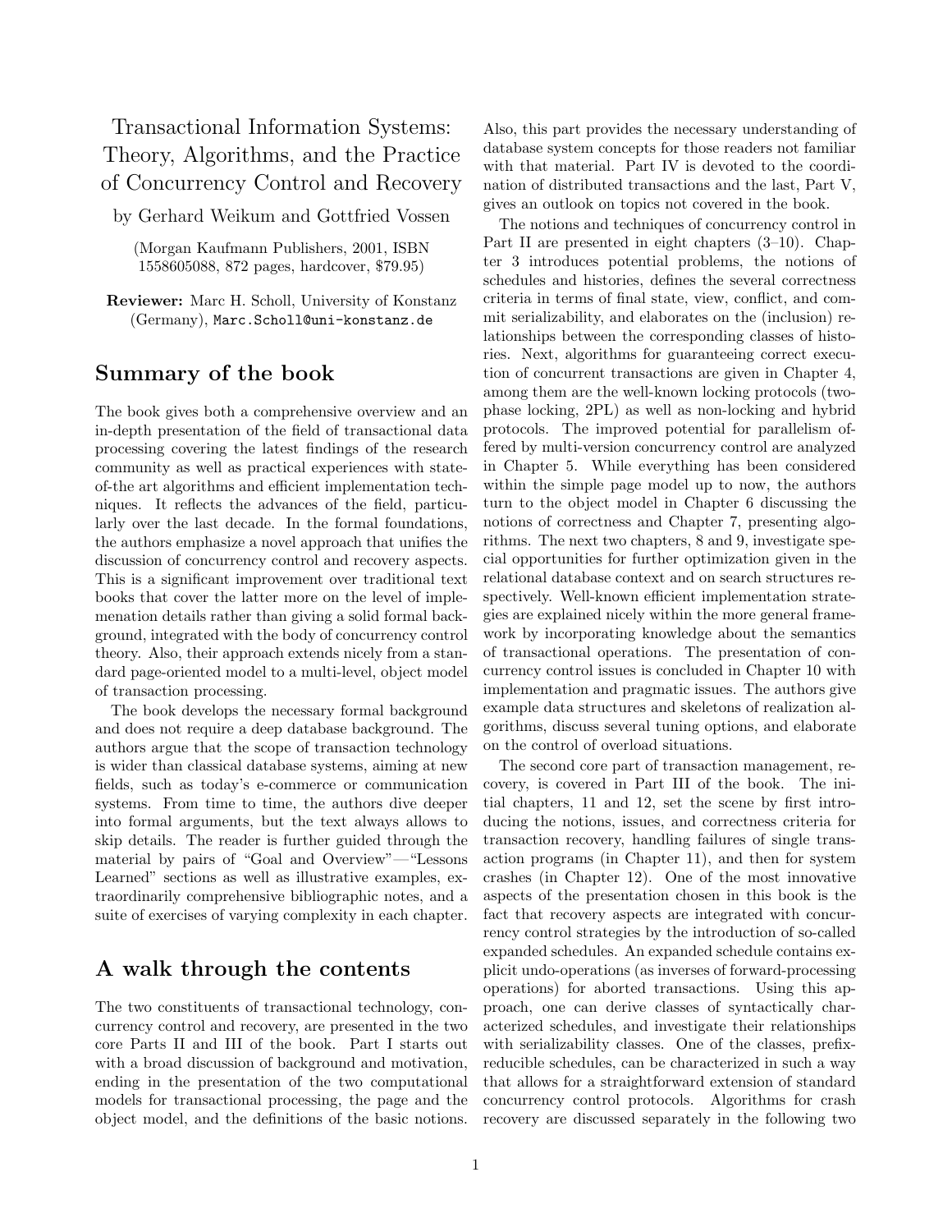# Transactional Information Systems: Theory, Algorithms, and the Practice of Concurrency Control and Recovery

by Gerhard Weikum and Gottfried Vossen

(Morgan Kaufmann Publishers, 2001, ISBN 1558605088, 872 pages, hardcover, $79.95)

**Reviewer:** Marc H. Scholl, University of Konstanz (Germany), Marc.Scholl@uni-konstanz.de

## Summary of the book

The book gives both a comprehensive overview and an in-depth presentation of the field of transactional data processing covering the latest findings of the research community as well as practical experiences with state-of-the art algorithms and efficient implementation techniques. It reflects the advances of the field, particularly over the last decade. In the formal foundations, the authors emphasize a novel approach that unifies the discussion of concurrency control and recovery aspects. This is a significant improvement over traditional text books that cover the latter more on the level of implemenation details rather than giving a solid formal background, integrated with the body of concurrency control theory. Also, their approach extends nicely from a standard page-oriented model to a multi-level, object model of transaction processing.

The book develops the necessary formal background and does not require a deep database background. The authors argue that the scope of transaction technology is wider than classical database systems, aiming at new fields, such as today's e-commerce or communication systems. From time to time, the authors dive deeper into formal arguments, but the text always allows to skip details. The reader is further guided through the material by pairs of "Goal and Overview"—"Lessons Learned" sections as well as illustrative examples, extraordinarily comprehensive bibliographic notes, and a suite of exercises of varying complexity in each chapter.

## A walk through the contents

The two constituents of transactional technology, concurrency control and recovery, are presented in the two core Parts II and III of the book. Part I starts out with a broad discussion of background and motivation, ending in the presentation of the two computational models for transactional processing, the page and the object model, and the definitions of the basic notions. Also, this part provides the necessary understanding of database system concepts for those readers not familiar with that material. Part IV is devoted to the coordination of distributed transactions and the last, Part V, gives an outlook on topics not covered in the book.

The notions and techniques of concurrency control in Part II are presented in eight chapters (3–10). Chapter 3 introduces potential problems, the notions of schedules and histories, defines the several correctness criteria in terms of final state, view, conflict, and commit serializability, and elaborates on the (inclusion) relationships between the corresponding classes of histories. Next, algorithms for guaranteeing correct execution of concurrent transactions are given in Chapter 4, among them are the well-known locking protocols (two-phase locking, 2PL) as well as non-locking and hybrid protocols. The improved potential for parallelism offered by multi-version concurrency control are analyzed in Chapter 5. While everything has been considered within the simple page model up to now, the authors turn to the object model in Chapter 6 discussing the notions of correctness and Chapter 7, presenting algorithms. The next two chapters, 8 and 9, investigate special opportunities for further optimization given in the relational database context and on search structures respectively. Well-known efficient implementation strategies are explained nicely within the more general framework by incorporating knowledge about the semantics of transactional operations. The presentation of concurrency control issues is concluded in Chapter 10 with implementation and pragmatic issues. The authors give example data structures and skeletons of realization algorithms, discuss several tuning options, and elaborate on the control of overload situations.

The second core part of transaction management, recovery, is covered in Part III of the book. The initial chapters, 11 and 12, set the scene by first introducing the notions, issues, and correctness criteria for transaction recovery, handling failures of single transaction programs (in Chapter 11), and then for system crashes (in Chapter 12). One of the most innovative aspects of the presentation chosen in this book is the fact that recovery aspects are integrated with concurrency control strategies by the introduction of so-called expanded schedules. An expanded schedule contains explicit undo-operations (as inverses of forward-processing operations) for aborted transactions. Using this approach, one can derive classes of syntactically characterized schedules, and investigate their relationships with serializability classes. One of the classes, prefix-reducible schedules, can be characterized in such a way that allows for a straightforward extension of standard concurrency control protocols. Algorithms for crash recovery are discussed separately in the following two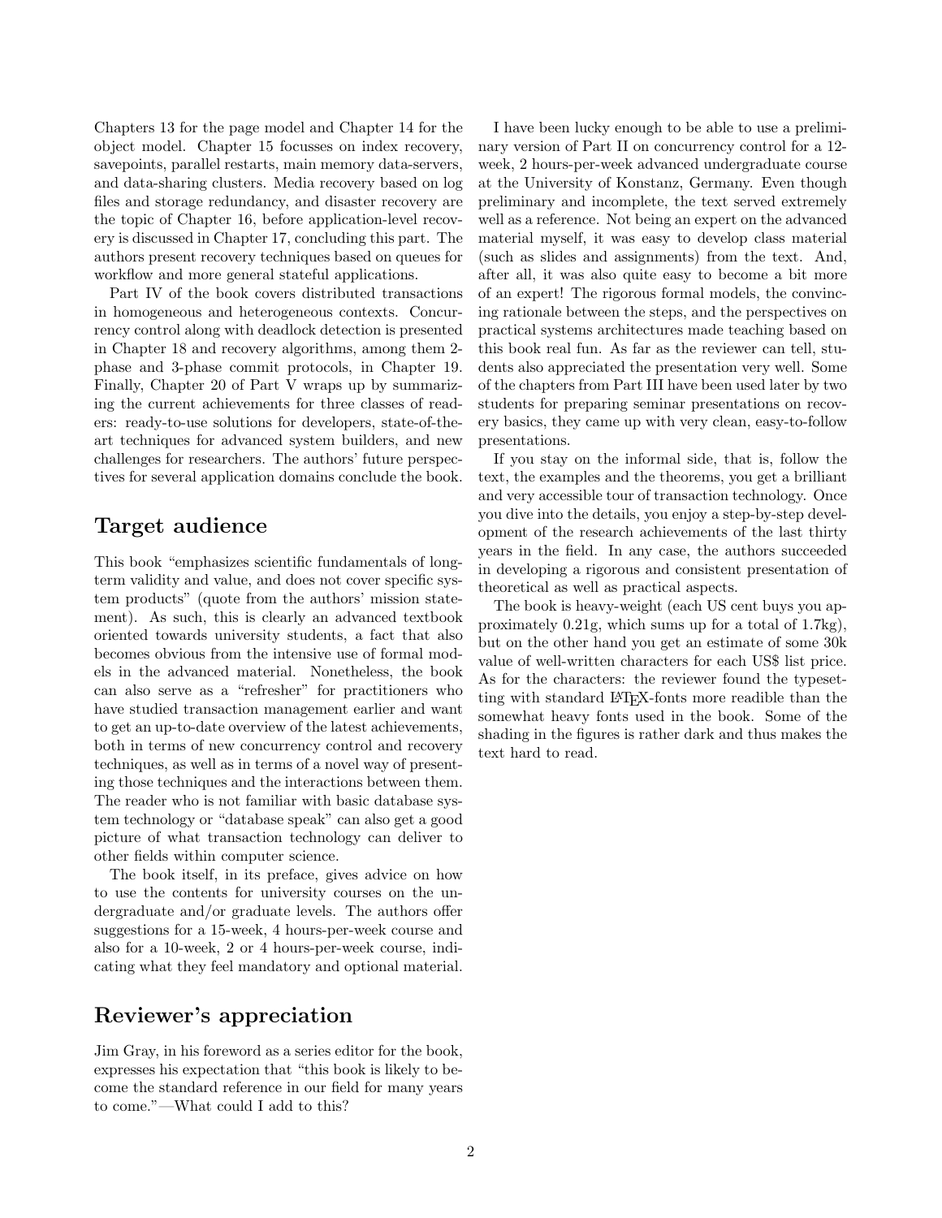Chapters 13 for the page model and Chapter 14 for the object model. Chapter 15 focusses on index recovery, savepoints, parallel restarts, main memory data-servers, and data-sharing clusters. Media recovery based on log files and storage redundancy, and disaster recovery are the topic of Chapter 16, before application-level recovery is discussed in Chapter 17, concluding this part. The authors present recovery techniques based on queues for workflow and more general stateful applications.

Part IV of the book covers distributed transactions in homogeneous and heterogeneous contexts. Concurrency control along with deadlock detection is presented in Chapter 18 and recovery algorithms, among them 2-phase and 3-phase commit protocols, in Chapter 19. Finally, Chapter 20 of Part V wraps up by summarizing the current achievements for three classes of readers: ready-to-use solutions for developers, state-of-the-art techniques for advanced system builders, and new challenges for researchers. The authors' future perspectives for several application domains conclude the book.

## Target audience

This book "emphasizes scientific fundamentals of long-term validity and value, and does not cover specific system products" (quote from the authors' mission statement). As such, this is clearly an advanced textbook oriented towards university students, a fact that also becomes obvious from the intensive use of formal models in the advanced material. Nonetheless, the book can also serve as a "refresher" for practitioners who have studied transaction management earlier and want to get an up-to-date overview of the latest achievements, both in terms of new concurrency control and recovery techniques, as well as in terms of a novel way of presenting those techniques and the interactions between them. The reader who is not familiar with basic database system technology or "database speak" can also get a good picture of what transaction technology can deliver to other fields within computer science.

The book itself, in its preface, gives advice on how to use the contents for university courses on the undergraduate and/or graduate levels. The authors offer suggestions for a 15-week, 4 hours-per-week course and also for a 10-week, 2 or 4 hours-per-week course, indicating what they feel mandatory and optional material.

## Reviewer's appreciation

Jim Gray, in his foreword as a series editor for the book, expresses his expectation that "this book is likely to become the standard reference in our field for many years to come."—What could I add to this?

I have been lucky enough to be able to use a preliminary version of Part II on concurrency control for a 12-week, 2 hours-per-week advanced undergraduate course at the University of Konstanz, Germany. Even though preliminary and incomplete, the text served extremely well as a reference. Not being an expert on the advanced material myself, it was easy to develop class material (such as slides and assignments) from the text. And, after all, it was also quite easy to become a bit more of an expert! The rigorous formal models, the convincing rationale between the steps, and the perspectives on practical systems architectures made teaching based on this book real fun. As far as the reviewer can tell, students also appreciated the presentation very well. Some of the chapters from Part III have been used later by two students for preparing seminar presentations on recovery basics, they came up with very clean, easy-to-follow presentations.

If you stay on the informal side, that is, follow the text, the examples and the theorems, you get a brilliant and very accessible tour of transaction technology. Once you dive into the details, you enjoy a step-by-step development of the research achievements of the last thirty years in the field. In any case, the authors succeeded in developing a rigorous and consistent presentation of theoretical as well as practical aspects.

The book is heavy-weight (each US cent buys you approximately 0.21g, which sums up for a total of 1.7kg), but on the other hand you get an estimate of some 30k value of well-written characters for each US$ list price. As for the characters: the reviewer found the typesetting with standard LaTeX-fonts more readible than the somewhat heavy fonts used in the book. Some of the shading in the figures is rather dark and thus makes the text hard to read.